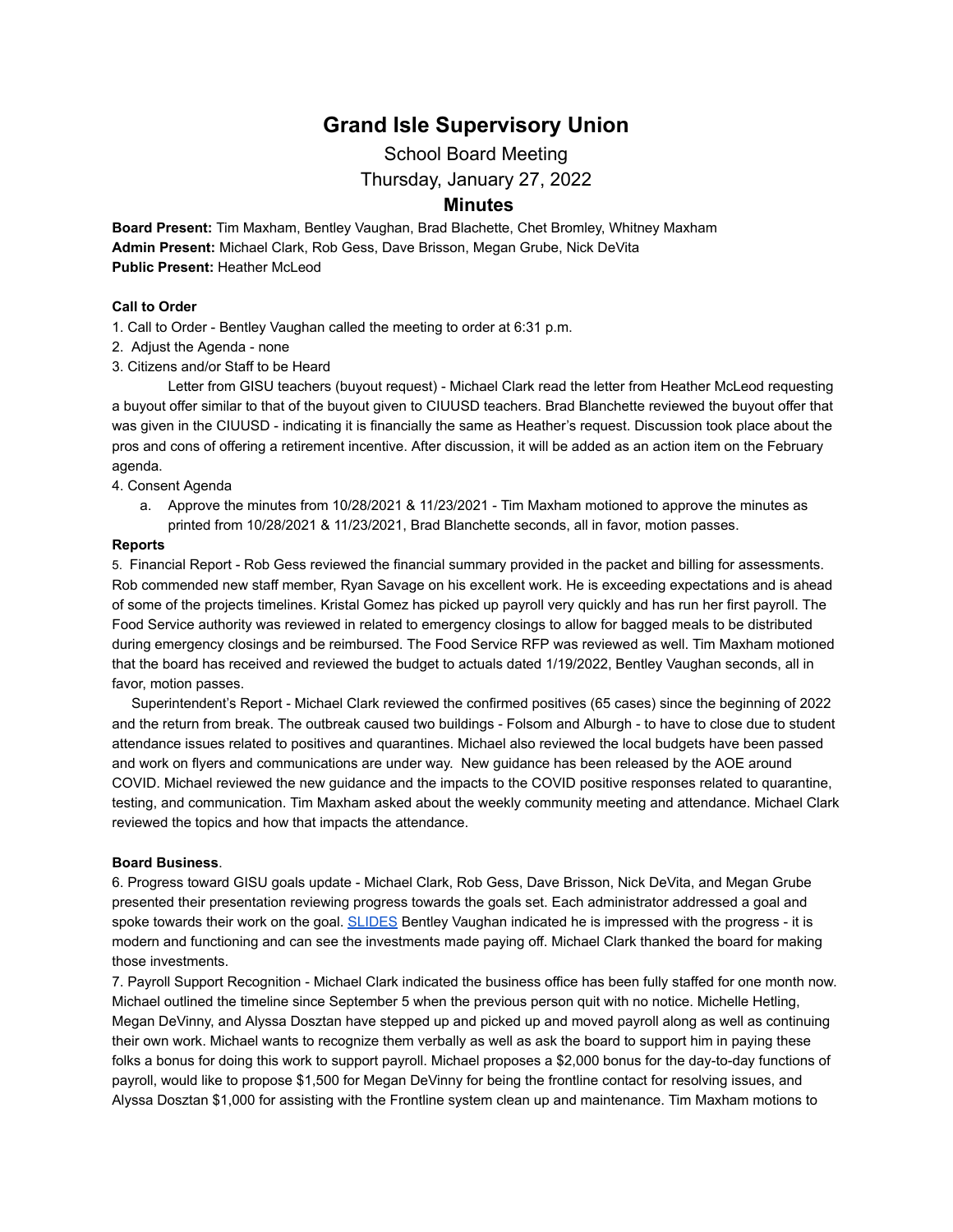# Grand Isle Supervisory Union

School Board Meeting

Thursday, January 27, 2022

## Minutes

**Board Present:** Tim Maxham, Bentley Vaughan, Brad Blachette, Chet Bromley, Whitney Maxham
**Admin Present:** Michael Clark, Rob Gess, Dave Brisson, Megan Grube, Nick DeVita
**Public Present:** Heather McLeod

**Call to Order**

1. Call to Order - Bentley Vaughan called the meeting to order at 6:31 p.m.
2. Adjust the Agenda - none
3. Citizens and/or Staff to be Heard

   Letter from GISU teachers (buyout request) - Michael Clark read the letter from Heather McLeod requesting a buyout offer similar to that of the buyout given to CIUUSD teachers. Brad Blanchette reviewed the buyout offer that was given in the CIUUSD - indicating it is financially the same as Heather's request. Discussion took place about the pros and cons of offering a retirement incentive. After discussion, it will be added as an action item on the February agenda.

4. Consent Agenda
   a. Approve the minutes from 10/28/2021 & 11/23/2021 - Tim Maxham motioned to approve the minutes as printed from 10/28/2021 & 11/23/2021, Brad Blanchette seconds, all in favor, motion passes.

**Reports**

5. Financial Report - Rob Gess reviewed the financial summary provided in the packet and billing for assessments. Rob commended new staff member, Ryan Savage on his excellent work. He is exceeding expectations and is ahead of some of the projects timelines. Kristal Gomez has picked up payroll very quickly and has run her first payroll. The Food Service authority was reviewed in related to emergency closings to allow for bagged meals to be distributed during emergency closings and be reimbursed. The Food Service RFP was reviewed as well. Tim Maxham motioned that the board has received and reviewed the budget to actuals dated 1/19/2022, Bentley Vaughan seconds, all in favor, motion passes.

   Superintendent's Report - Michael Clark reviewed the confirmed positives (65 cases) since the beginning of 2022 and the return from break. The outbreak caused two buildings - Folsom and Alburgh - to have to close due to student attendance issues related to positives and quarantines. Michael also reviewed the local budgets have been passed and work on flyers and communications are under way. New guidance has been released by the AOE around COVID. Michael reviewed the new guidance and the impacts to the COVID positive responses related to quarantine, testing, and communication. Tim Maxham asked about the weekly community meeting and attendance. Michael Clark reviewed the topics and how that impacts the attendance.

**Board Business**.

6. Progress toward GISU goals update - Michael Clark, Rob Gess, Dave Brisson, Nick DeVita, and Megan Grube presented their presentation reviewing progress towards the goals set. Each administrator addressed a goal and spoke towards their work on the goal. SLIDES Bentley Vaughan indicated he is impressed with the progress - it is modern and functioning and can see the investments made paying off. Michael Clark thanked the board for making those investments.

7. Payroll Support Recognition - Michael Clark indicated the business office has been fully staffed for one month now. Michael outlined the timeline since September 5 when the previous person quit with no notice. Michelle Hetling, Megan DeVinny, and Alyssa Dosztan have stepped up and picked up and moved payroll along as well as continuing their own work. Michael wants to recognize them verbally as well as ask the board to support him in paying these folks a bonus for doing this work to support payroll. Michael proposes a $2,000 bonus for the day-to-day functions of payroll, would like to propose $1,500 for Megan DeVinny for being the frontline contact for resolving issues, and Alyssa Dosztan $1,000 for assisting with the Frontline system clean up and maintenance. Tim Maxham motions to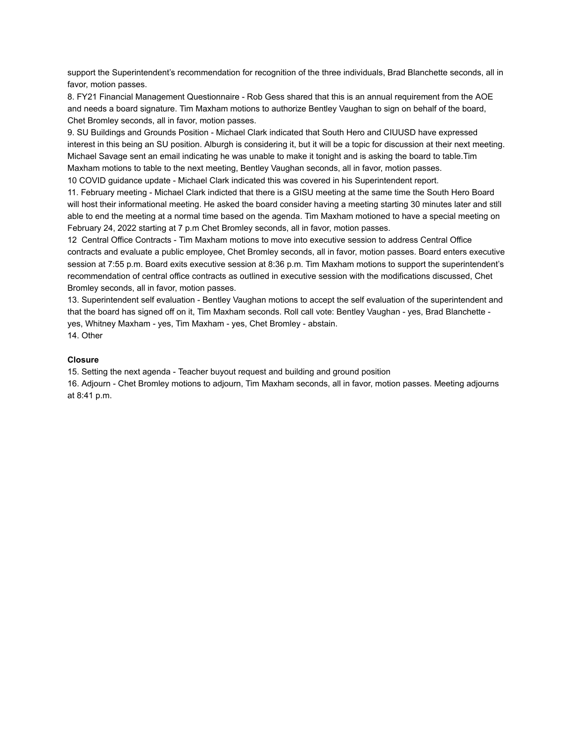support the Superintendent's recommendation for recognition of the three individuals, Brad Blanchette seconds, all in favor, motion passes.

8. FY21 Financial Management Questionnaire - Rob Gess shared that this is an annual requirement from the AOE and needs a board signature. Tim Maxham motions to authorize Bentley Vaughan to sign on behalf of the board, Chet Bromley seconds, all in favor, motion passes.

9. SU Buildings and Grounds Position - Michael Clark indicated that South Hero and CIUUSD have expressed interest in this being an SU position. Alburgh is considering it, but it will be a topic for discussion at their next meeting. Michael Savage sent an email indicating he was unable to make it tonight and is asking the board to table.Tim Maxham motions to table to the next meeting, Bentley Vaughan seconds, all in favor, motion passes.

10 COVID guidance update - Michael Clark indicated this was covered in his Superintendent report.

11. February meeting - Michael Clark indicted that there is a GISU meeting at the same time the South Hero Board will host their informational meeting. He asked the board consider having a meeting starting 30 minutes later and still able to end the meeting at a normal time based on the agenda. Tim Maxham motioned to have a special meeting on February 24, 2022 starting at 7 p.m Chet Bromley seconds, all in favor, motion passes.

12 Central Office Contracts - Tim Maxham motions to move into executive session to address Central Office contracts and evaluate a public employee, Chet Bromley seconds, all in favor, motion passes. Board enters executive session at 7:55 p.m. Board exits executive session at 8:36 p.m. Tim Maxham motions to support the superintendent's recommendation of central office contracts as outlined in executive session with the modifications discussed, Chet Bromley seconds, all in favor, motion passes.

13. Superintendent self evaluation - Bentley Vaughan motions to accept the self evaluation of the superintendent and that the board has signed off on it, Tim Maxham seconds. Roll call vote: Bentley Vaughan - yes, Brad Blanchette - yes, Whitney Maxham - yes, Tim Maxham - yes, Chet Bromley - abstain.

14. Other

**Closure**

15. Setting the next agenda - Teacher buyout request and building and ground position

16. Adjourn - Chet Bromley motions to adjourn, Tim Maxham seconds, all in favor, motion passes. Meeting adjourns at 8:41 p.m.